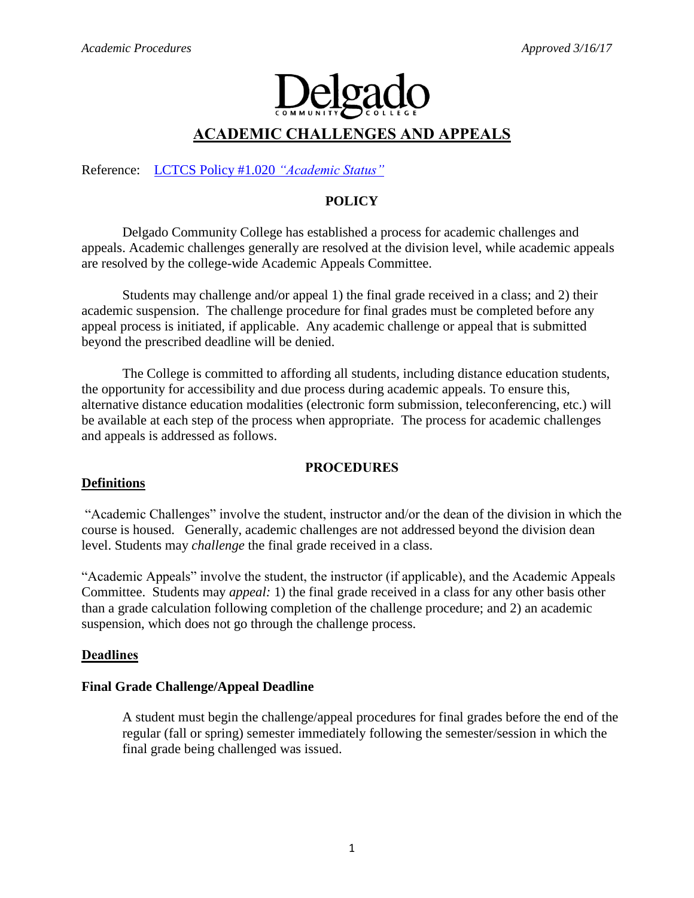# ACADEMIC CHALLENGES AND APPEALS

Reference: [LCTCS Policy #1.020 *"Academic Status"*]

## POLICY

Delgado Community College has established a process for academic challenges and appeals. Academic challenges generally are resolved at the division level, while academic appeals are resolved by the college-wide Academic Appeals Committee.

Students may challenge and/or appeal 1) the final grade received in a class; and 2) their academic suspension. The challenge procedure for final grades must be completed before any appeal process is initiated, if applicable. Any academic challenge or appeal that is submitted beyond the prescribed deadline will be denied.

The College is committed to affording all students, including distance education students, the opportunity for accessibility and due process during academic appeals. To ensure this, alternative distance education modalities (electronic form submission, teleconferencing, etc.) will be available at each step of the process when appropriate. The process for academic challenges and appeals is addressed as follows.

## PROCEDURES

### Definitions

"Academic Challenges" involve the student, instructor and/or the dean of the division in which the course is housed. Generally, academic challenges are not addressed beyond the division dean level. Students may *challenge* the final grade received in a class.

"Academic Appeals" involve the student, the instructor (if applicable), and the Academic Appeals Committee. Students may *appeal:* 1) the final grade received in a class for any other basis other than a grade calculation following completion of the challenge procedure; and 2) an academic suspension, which does not go through the challenge process.

### Deadlines

#### Final Grade Challenge/Appeal Deadline

A student must begin the challenge/appeal procedures for final grades before the end of the regular (fall or spring) semester immediately following the semester/session in which the final grade being challenged was issued.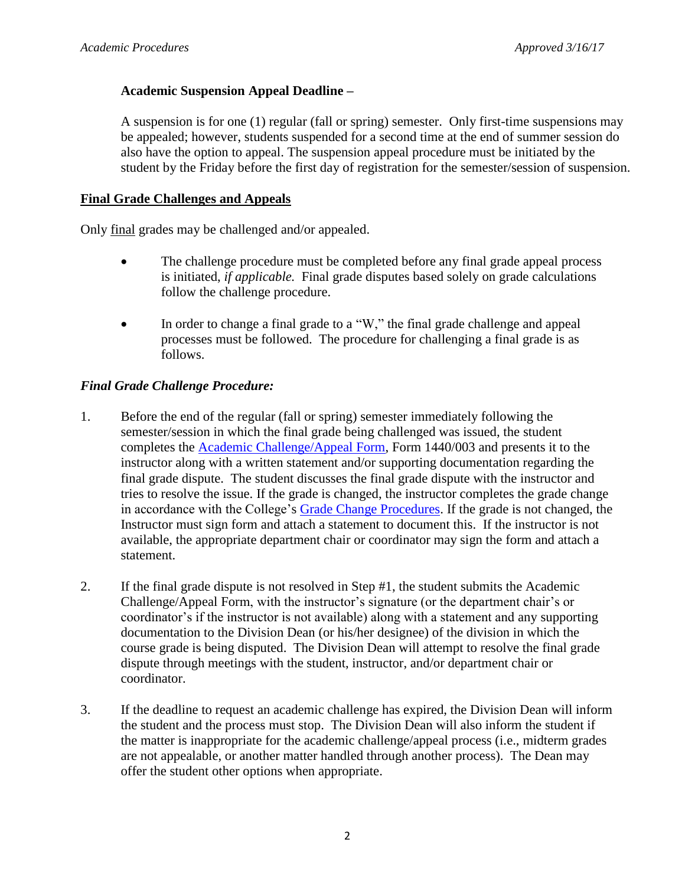**Academic Suspension Appeal Deadline –**

A suspension is for one (1) regular (fall or spring) semester. Only first-time suspensions may be appealed; however, students suspended for a second time at the end of summer session do also have the option to appeal. The suspension appeal procedure must be initiated by the student by the Friday before the first day of registration for the semester/session of suspension.

## Final Grade Challenges and Appeals

Only final grades may be challenged and/or appealed.

- The challenge procedure must be completed before any final grade appeal process is initiated, *if applicable.* Final grade disputes based solely on grade calculations follow the challenge procedure.
- In order to change a final grade to a "W," the final grade challenge and appeal processes must be followed. The procedure for challenging a final grade is as follows.

### *Final Grade Challenge Procedure:*

1. Before the end of the regular (fall or spring) semester immediately following the semester/session in which the final grade being challenged was issued, the student completes the Academic Challenge/Appeal Form, Form 1440/003 and presents it to the instructor along with a written statement and/or supporting documentation regarding the final grade dispute. The student discusses the final grade dispute with the instructor and tries to resolve the issue. If the grade is changed, the instructor completes the grade change in accordance with the College's Grade Change Procedures. If the grade is not changed, the Instructor must sign form and attach a statement to document this. If the instructor is not available, the appropriate department chair or coordinator may sign the form and attach a statement.

2. If the final grade dispute is not resolved in Step #1, the student submits the Academic Challenge/Appeal Form, with the instructor's signature (or the department chair's or coordinator's if the instructor is not available) along with a statement and any supporting documentation to the Division Dean (or his/her designee) of the division in which the course grade is being disputed. The Division Dean will attempt to resolve the final grade dispute through meetings with the student, instructor, and/or department chair or coordinator.

3. If the deadline to request an academic challenge has expired, the Division Dean will inform the student and the process must stop. The Division Dean will also inform the student if the matter is inappropriate for the academic challenge/appeal process (i.e., midterm grades are not appealable, or another matter handled through another process). The Dean may offer the student other options when appropriate.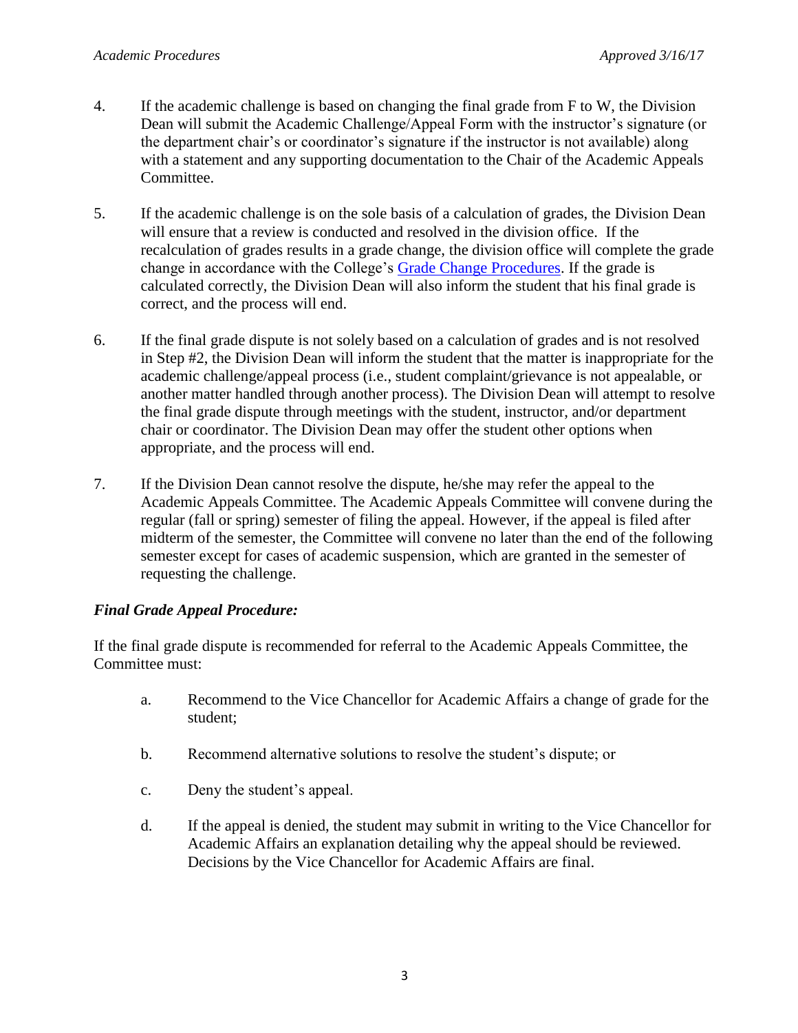4. If the academic challenge is based on changing the final grade from F to W, the Division Dean will submit the Academic Challenge/Appeal Form with the instructor's signature (or the department chair's or coordinator's signature if the instructor is not available) along with a statement and any supporting documentation to the Chair of the Academic Appeals Committee.

5. If the academic challenge is on the sole basis of a calculation of grades, the Division Dean will ensure that a review is conducted and resolved in the division office. If the recalculation of grades results in a grade change, the division office will complete the grade change in accordance with the College's [Grade Change Procedures](). If the grade is calculated correctly, the Division Dean will also inform the student that his final grade is correct, and the process will end.

6. If the final grade dispute is not solely based on a calculation of grades and is not resolved in Step #2, the Division Dean will inform the student that the matter is inappropriate for the academic challenge/appeal process (i.e., student complaint/grievance is not appealable, or another matter handled through another process). The Division Dean will attempt to resolve the final grade dispute through meetings with the student, instructor, and/or department chair or coordinator. The Division Dean may offer the student other options when appropriate, and the process will end.

7. If the Division Dean cannot resolve the dispute, he/she may refer the appeal to the Academic Appeals Committee. The Academic Appeals Committee will convene during the regular (fall or spring) semester of filing the appeal. However, if the appeal is filed after midterm of the semester, the Committee will convene no later than the end of the following semester except for cases of academic suspension, which are granted in the semester of requesting the challenge.

***Final Grade Appeal Procedure:***

If the final grade dispute is recommended for referral to the Academic Appeals Committee, the Committee must:

a. Recommend to the Vice Chancellor for Academic Affairs a change of grade for the student;

b. Recommend alternative solutions to resolve the student's dispute; or

c. Deny the student's appeal.

d. If the appeal is denied, the student may submit in writing to the Vice Chancellor for Academic Affairs an explanation detailing why the appeal should be reviewed. Decisions by the Vice Chancellor for Academic Affairs are final.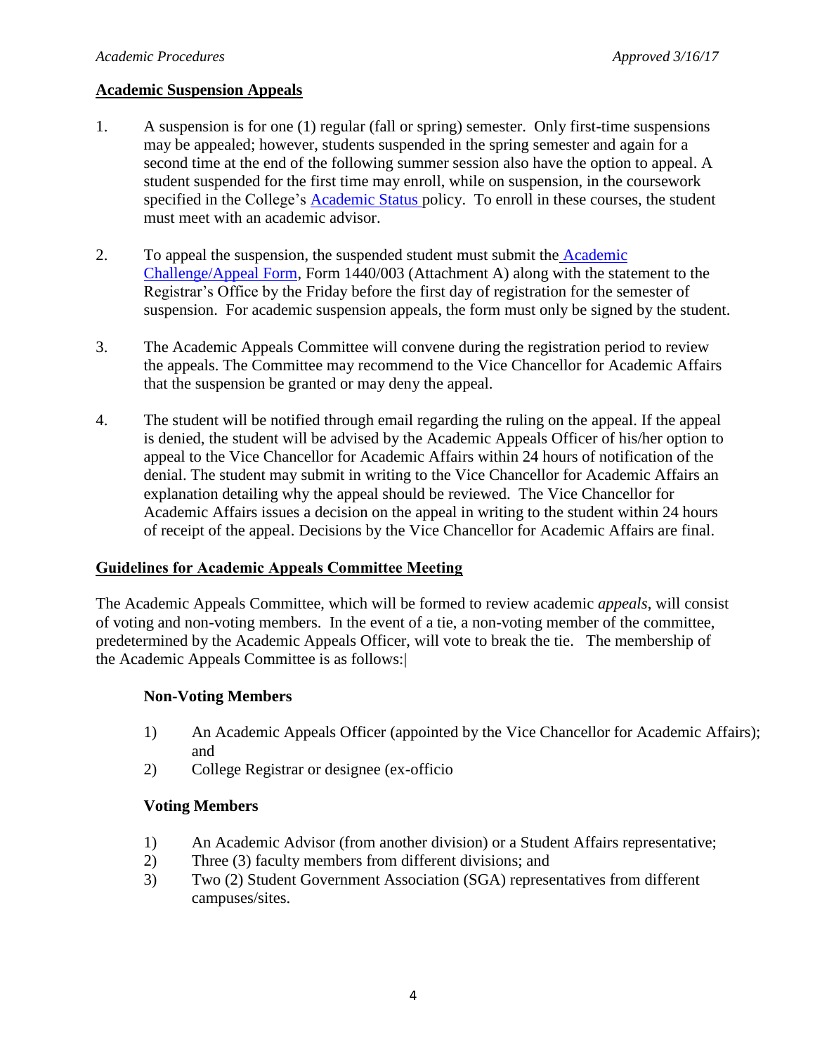## Academic Suspension Appeals

1. A suspension is for one (1) regular (fall or spring) semester. Only first-time suspensions may be appealed; however, students suspended in the spring semester and again for a second time at the end of the following summer session also have the option to appeal. A student suspended for the first time may enroll, while on suspension, in the coursework specified in the College's Academic Status policy. To enroll in these courses, the student must meet with an academic advisor.

2. To appeal the suspension, the suspended student must submit the Academic Challenge/Appeal Form, Form 1440/003 (Attachment A) along with the statement to the Registrar's Office by the Friday before the first day of registration for the semester of suspension. For academic suspension appeals, the form must only be signed by the student.

3. The Academic Appeals Committee will convene during the registration period to review the appeals. The Committee may recommend to the Vice Chancellor for Academic Affairs that the suspension be granted or may deny the appeal.

4. The student will be notified through email regarding the ruling on the appeal. If the appeal is denied, the student will be advised by the Academic Appeals Officer of his/her option to appeal to the Vice Chancellor for Academic Affairs within 24 hours of notification of the denial. The student may submit in writing to the Vice Chancellor for Academic Affairs an explanation detailing why the appeal should be reviewed. The Vice Chancellor for Academic Affairs issues a decision on the appeal in writing to the student within 24 hours of receipt of the appeal. Decisions by the Vice Chancellor for Academic Affairs are final.

## Guidelines for Academic Appeals Committee Meeting

The Academic Appeals Committee, which will be formed to review academic *appeals*, will consist of voting and non-voting members. In the event of a tie, a non-voting member of the committee, predetermined by the Academic Appeals Officer, will vote to break the tie. The membership of the Academic Appeals Committee is as follows:

### Non-Voting Members

1) An Academic Appeals Officer (appointed by the Vice Chancellor for Academic Affairs); and
2) College Registrar or designee (ex-officio

### Voting Members

1) An Academic Advisor (from another division) or a Student Affairs representative;
2) Three (3) faculty members from different divisions; and
3) Two (2) Student Government Association (SGA) representatives from different campuses/sites.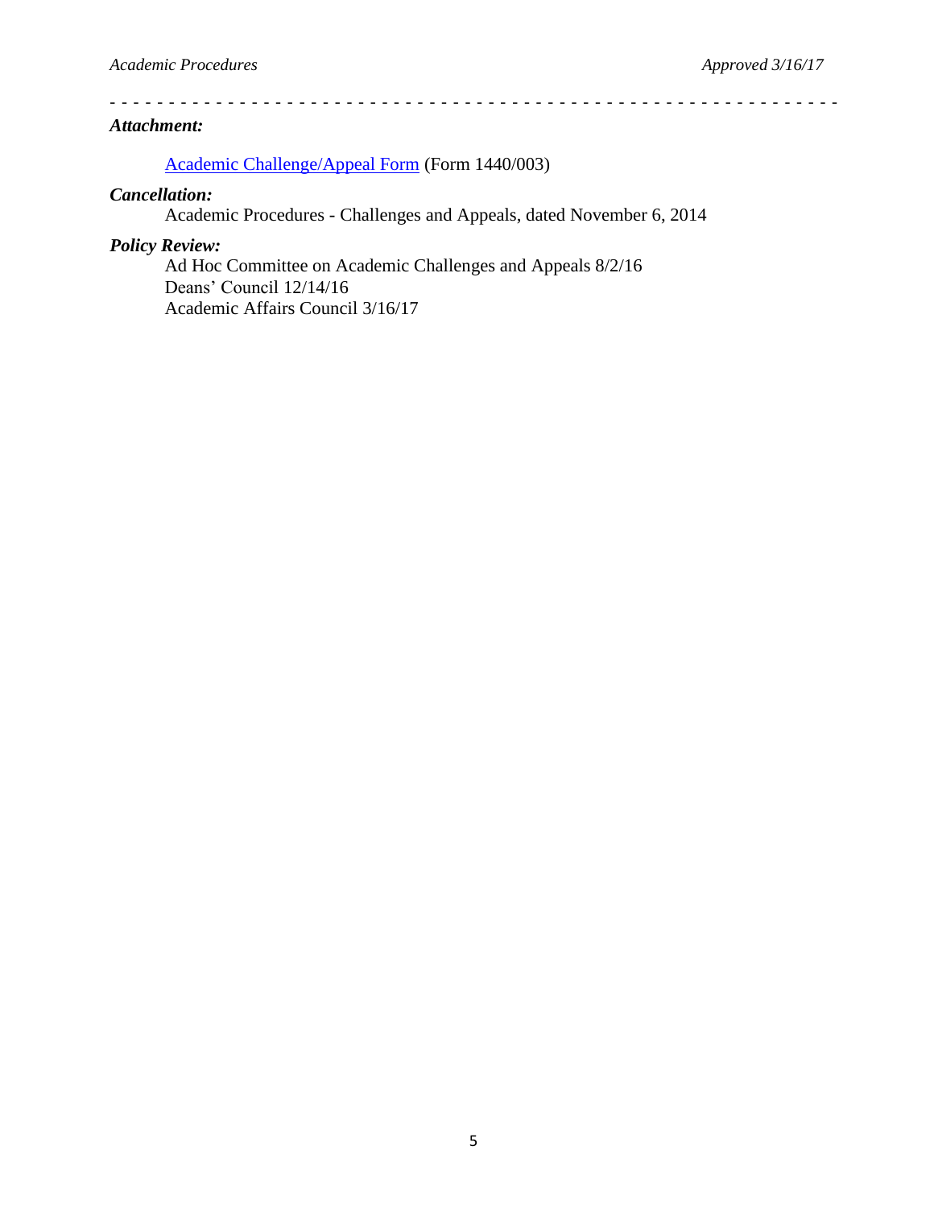- - - - - - - - - - - - - - - - - - - - - - - - - - - - - - - - - - - - - - - - - - - - - - - - - - - - - - - - - - - - - -

***Attachment:***

[Academic Challenge/Appeal Form](Academic Challenge/Appeal Form) (Form 1440/003)

***Cancellation:***

Academic Procedures - Challenges and Appeals, dated November 6, 2014

***Policy Review:***

Ad Hoc Committee on Academic Challenges and Appeals 8/2/16
Deans' Council 12/14/16
Academic Affairs Council 3/16/17